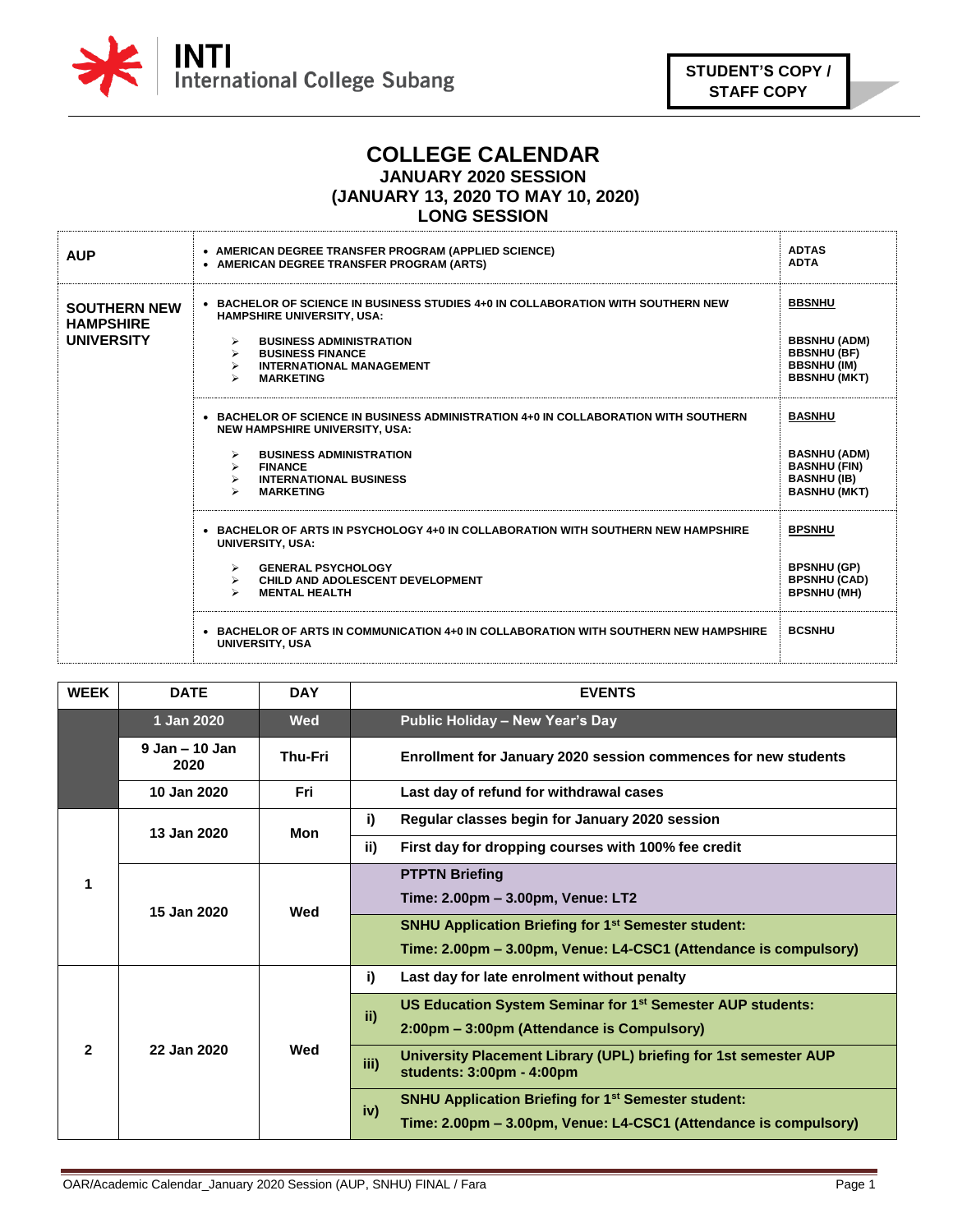INTI International College Subang

**STUDENT'S COPY / STAFF COPY**

# COLLEGE CALENDAR
## JANUARY 2020 SESSION
## (JANUARY 13, 2020 TO MAY 10, 2020)
## LONG SESSION

| | | |
|---|---|---|
| **AUP** | • AMERICAN DEGREE TRANSFER PROGRAM (APPLIED SCIENCE)<br>• AMERICAN DEGREE TRANSFER PROGRAM (ARTS) | ADTAS<br>ADTA |
| **SOUTHERN NEW HAMPSHIRE UNIVERSITY** | • BACHELOR OF SCIENCE IN BUSINESS STUDIES 4+0 IN COLLABORATION WITH SOUTHERN NEW HAMPSHIRE UNIVERSITY, USA:<br>➢ BUSINESS ADMINISTRATION<br>➢ BUSINESS FINANCE<br>➢ INTERNATIONAL MANAGEMENT<br>➢ MARKETING | BBSNHU<br>BBSNHU (ADM)<br>BBSNHU (BF)<br>BBSNHU (IM)<br>BBSNHU (MKT) |
| | • BACHELOR OF SCIENCE IN BUSINESS ADMINISTRATION 4+0 IN COLLABORATION WITH SOUTHERN NEW HAMPSHIRE UNIVERSITY, USA:<br>➢ BUSINESS ADMINISTRATION<br>➢ FINANCE<br>➢ INTERNATIONAL BUSINESS<br>➢ MARKETING | BASNHU<br>BASNHU (ADM)<br>BASNHU (FIN)<br>BASNHU (IB)<br>BASNHU (MKT) |
| | • BACHELOR OF ARTS IN PSYCHOLOGY 4+0 IN COLLABORATION WITH SOUTHERN NEW HAMPSHIRE UNIVERSITY, USA:<br>➢ GENERAL PSYCHOLOGY<br>➢ CHILD AND ADOLESCENT DEVELOPMENT<br>➢ MENTAL HEALTH | BPSNHU<br>BPSNHU (GP)<br>BPSNHU (CAD)<br>BPSNHU (MH) |
| | • BACHELOR OF ARTS IN COMMUNICATION 4+0 IN COLLABORATION WITH SOUTHERN NEW HAMPSHIRE UNIVERSITY, USA | BCSNHU |

| WEEK | DATE | DAY | | EVENTS |
|---|---|---|---|---|
| | 1 Jan 2020 | Wed | | Public Holiday – New Year's Day |
| | 9 Jan – 10 Jan 2020 | Thu-Fri | | Enrollment for January 2020 session commences for new students |
| | 10 Jan 2020 | Fri | | Last day of refund for withdrawal cases |
| 1 | 13 Jan 2020 | Mon | i) | Regular classes begin for January 2020 session |
| | | | ii) | First day for dropping courses with 100% fee credit |
| | 15 Jan 2020 | Wed | | PTPTN Briefing<br>Time: 2.00pm – 3.00pm, Venue: LT2 |
| | | | | SNHU Application Briefing for 1st Semester student:<br>Time: 2.00pm – 3.00pm, Venue: L4-CSC1 (Attendance is compulsory) |
| 2 | 22 Jan 2020 | Wed | i) | Last day for late enrolment without penalty |
| | | | ii) | US Education System Seminar for 1st Semester AUP students:<br>2:00pm – 3:00pm (Attendance is Compulsory) |
| | | | iii) | University Placement Library (UPL) briefing for 1st semester AUP students: 3:00pm - 4:00pm |
| | | | iv) | SNHU Application Briefing for 1st Semester student:<br>Time: 2.00pm – 3.00pm, Venue: L4-CSC1 (Attendance is compulsory) |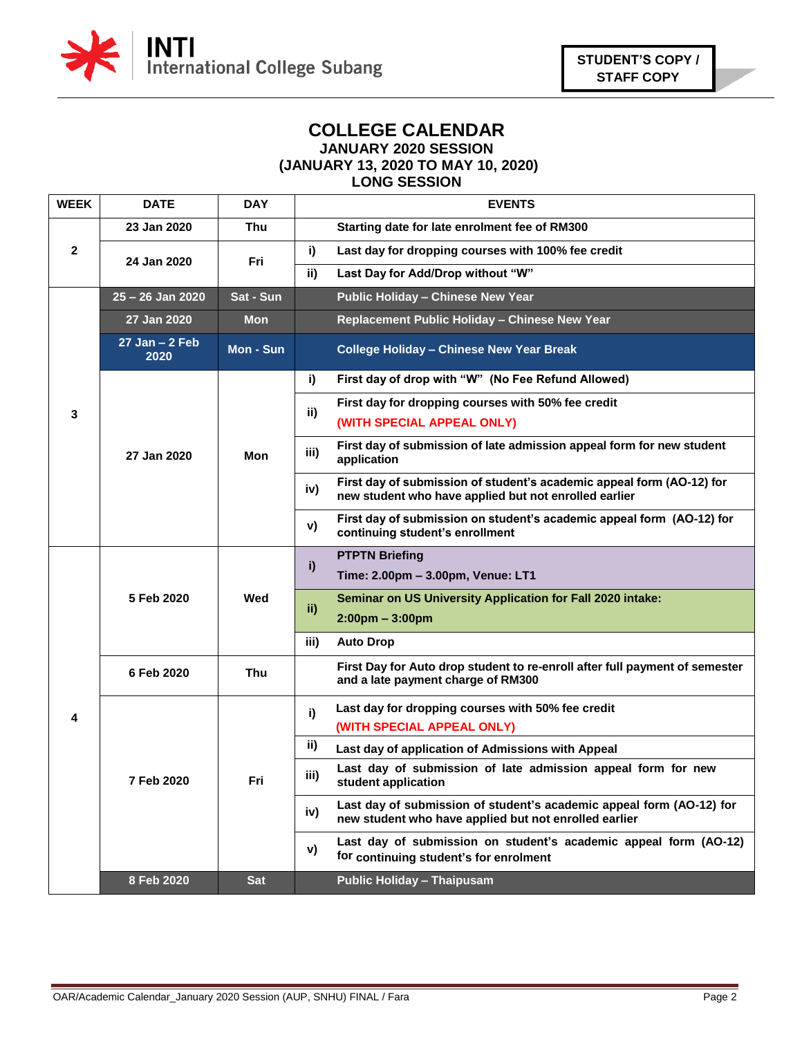STUDENT'S COPY / STAFF COPY

# COLLEGE CALENDAR
## JANUARY 2020 SESSION
## (JANUARY 13, 2020 TO MAY 10, 2020)
## LONG SESSION

| WEEK | DATE | DAY | | EVENTS |
|---|---|---|---|---|
| 2 | 23 Jan 2020 | Thu | | Starting date for late enrolment fee of RM300 |
| | 24 Jan 2020 | Fri | i) | Last day for dropping courses with 100% fee credit |
| | | | ii) | Last Day for Add/Drop without "W" |
| 3 | 25 – 26 Jan 2020 | Sat - Sun | | Public Holiday – Chinese New Year |
| | 27 Jan 2020 | Mon | | Replacement Public Holiday – Chinese New Year |
| | 27 Jan – 2 Feb 2020 | Mon - Sun | | College Holiday – Chinese New Year Break |
| | 27 Jan 2020 | Mon | i) | First day of drop with "W" (No Fee Refund Allowed) |
| | | | ii) | First day for dropping courses with 50% fee credit (WITH SPECIAL APPEAL ONLY) |
| | | | iii) | First day of submission of late admission appeal form for new student application |
| | | | iv) | First day of submission of student's academic appeal form (AO-12) for new student who have applied but not enrolled earlier |
| | | | v) | First day of submission on student's academic appeal form (AO-12) for continuing student's enrollment |
| 4 | 5 Feb 2020 | Wed | i) | PTPTN Briefing Time: 2.00pm – 3.00pm, Venue: LT1 |
| | | | ii) | Seminar on US University Application for Fall 2020 intake: 2:00pm – 3:00pm |
| | | | iii) | Auto Drop |
| | 6 Feb 2020 | Thu | | First Day for Auto drop student to re-enroll after full payment of semester and a late payment charge of RM300 |
| | 7 Feb 2020 | Fri | i) | Last day for dropping courses with 50% fee credit (WITH SPECIAL APPEAL ONLY) |
| | | | ii) | Last day of application of Admissions with Appeal |
| | | | iii) | Last day of submission of late admission appeal form for new student application |
| | | | iv) | Last day of submission of student's academic appeal form (AO-12) for new student who have applied but not enrolled earlier |
| | | | v) | Last day of submission on student's academic appeal form (AO-12) for continuing student's for enrolment |
| | 8 Feb 2020 | Sat | | Public Holiday – Thaipusam |

OAR/Academic Calendar_January 2020 Session (AUP, SNHU) FINAL / Fara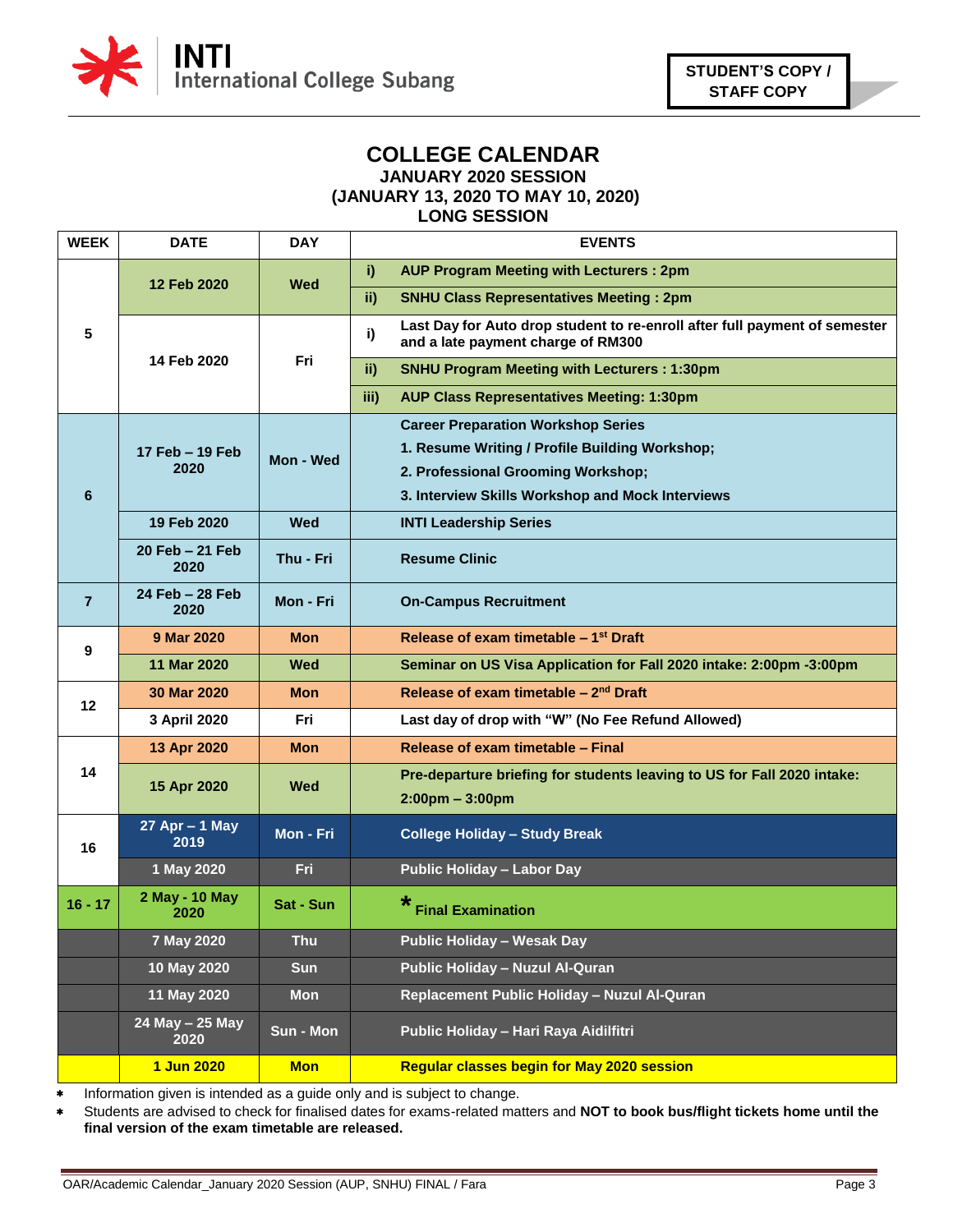INTI International College Subang

STUDENT'S COPY / STAFF COPY

# COLLEGE CALENDAR
## JANUARY 2020 SESSION
## (JANUARY 13, 2020 TO MAY 10, 2020)
## LONG SESSION

| WEEK | DATE | DAY | EVENTS |
|---|---|---|---|
| 5 | 12 Feb 2020 | Wed | i) AUP Program Meeting with Lecturers : 2pm |
| | | | ii) SNHU Class Representatives Meeting : 2pm |
| | 14 Feb 2020 | Fri | i) Last Day for Auto drop student to re-enroll after full payment of semester and a late payment charge of RM300 |
| | | | ii) SNHU Program Meeting with Lecturers : 1:30pm |
| | | | iii) AUP Class Representatives Meeting: 1:30pm |
| 6 | 17 Feb – 19 Feb 2020 | Mon - Wed | Career Preparation Workshop Series<br>1. Resume Writing / Profile Building Workshop;<br>2. Professional Grooming Workshop;<br>3. Interview Skills Workshop and Mock Interviews |
| | 19 Feb 2020 | Wed | INTI Leadership Series |
| | 20 Feb – 21 Feb 2020 | Thu - Fri | Resume Clinic |
| 7 | 24 Feb – 28 Feb 2020 | Mon - Fri | On-Campus Recruitment |
| 9 | 9 Mar 2020 | Mon | Release of exam timetable – 1st Draft |
| | 11 Mar 2020 | Wed | Seminar on US Visa Application for Fall 2020 intake: 2:00pm -3:00pm |
| 12 | 30 Mar 2020 | Mon | Release of exam timetable – 2nd Draft |
| | 3 April 2020 | Fri | Last day of drop with "W" (No Fee Refund Allowed) |
| 14 | 13 Apr 2020 | Mon | Release of exam timetable – Final |
| | 15 Apr 2020 | Wed | Pre-departure briefing for students leaving to US for Fall 2020 intake: 2:00pm – 3:00pm |
| 16 | 27 Apr – 1 May 2019 | Mon - Fri | College Holiday – Study Break |
| | 1 May 2020 | Fri | Public Holiday – Labor Day |
| 16 - 17 | 2 May - 10 May 2020 | Sat - Sun | * Final Examination |
| | 7 May 2020 | Thu | Public Holiday – Wesak Day |
| | 10 May 2020 | Sun | Public Holiday – Nuzul Al-Quran |
| | 11 May 2020 | Mon | Replacement Public Holiday – Nuzul Al-Quran |
| | 24 May – 25 May 2020 | Sun - Mon | Public Holiday – Hari Raya Aidilfitri |
| | 1 Jun 2020 | Mon | Regular classes begin for May 2020 session |

* Information given is intended as a guide only and is subject to change.
* Students are advised to check for finalised dates for exams-related matters and **NOT to book bus/flight tickets home until the final version of the exam timetable are released.**

OAR/Academic Calendar_January 2020 Session (AUP, SNHU) FINAL / Fara